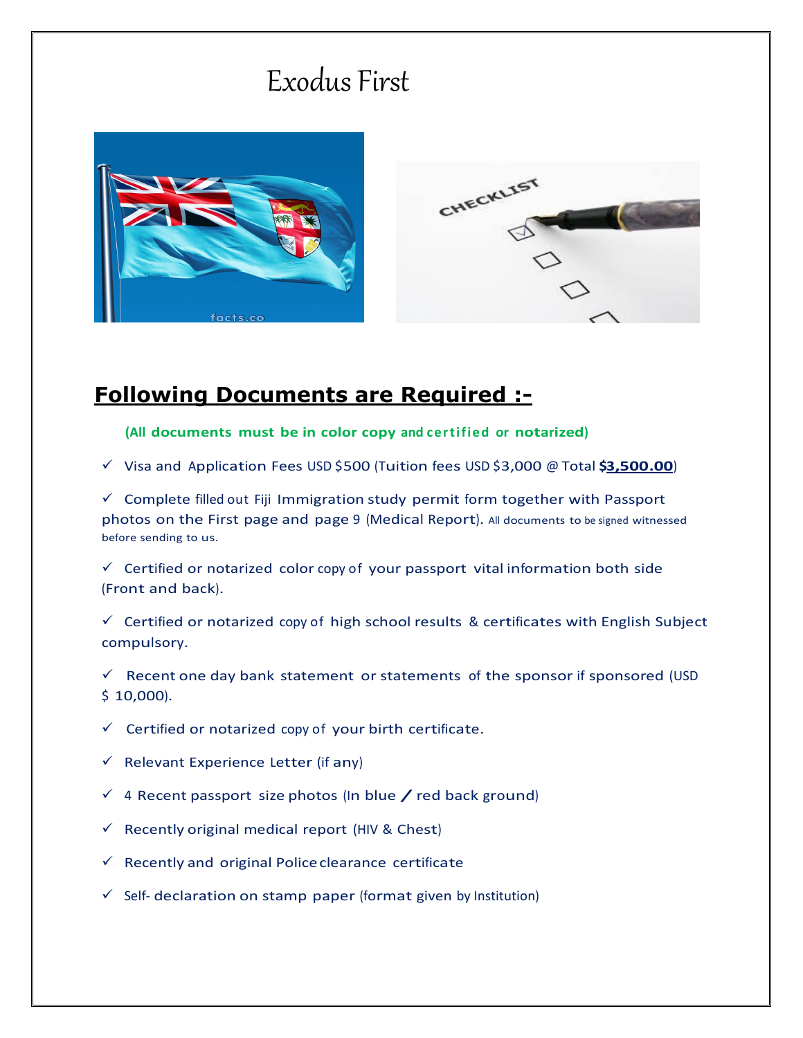# Exodus First

## Following Documents are Required :-

(All documents must be in color copy and certified or notarized)

- ✓ Visa and Application Fees USD $500 (Tuition fees USD $3,000 @ Total **$3,500.00**)
- ✓ Complete filled out Fiji Immigration study permit form together with Passport photos on the First page and page 9 (Medical Report). All documents to be signed witnessed before sending to us.
- ✓ Certified or notarized color copy of your passport vital information both side (Front and back).
- ✓ Certified or notarized copy of high school results & certificates with English Subject compulsory.
- ✓ Recent one day bank statement or statements of the sponsor if sponsored (USD $ 10,000).
- ✓ Certified or notarized copy of your birth certificate.
- ✓ Relevant Experience Letter (if any)
- ✓ 4 Recent passport size photos (In blue / red back ground)
- ✓ Recently original medical report (HIV & Chest)
- ✓ Recently and original Police clearance certificate
- ✓ Self- declaration on stamp paper (format given by Institution)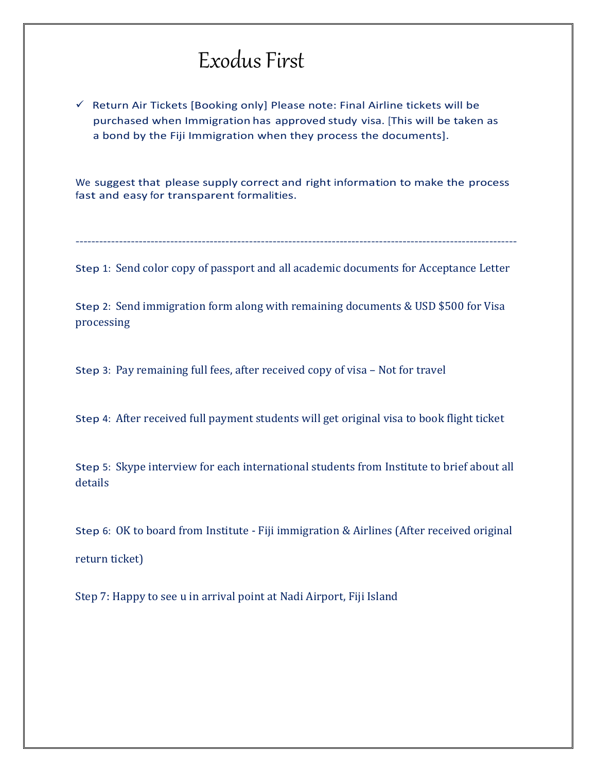# Exodus First

- ✓ Return Air Tickets [Booking only] Please note: Final Airline tickets will be purchased when Immigration has approved study visa. [This will be taken as a bond by the Fiji Immigration when they process the documents].

We suggest that please supply correct and right information to make the process fast and easy for transparent formalities.

---

Step 1: Send color copy of passport and all academic documents for Acceptance Letter

Step 2: Send immigration form along with remaining documents & USD $500 for Visa processing

Step 3: Pay remaining full fees, after received copy of visa – Not for travel

Step 4: After received full payment students will get original visa to book flight ticket

Step 5: Skype interview for each international students from Institute to brief about all details

Step 6: OK to board from Institute - Fiji immigration & Airlines (After received original return ticket)

Step 7: Happy to see u in arrival point at Nadi Airport, Fiji Island